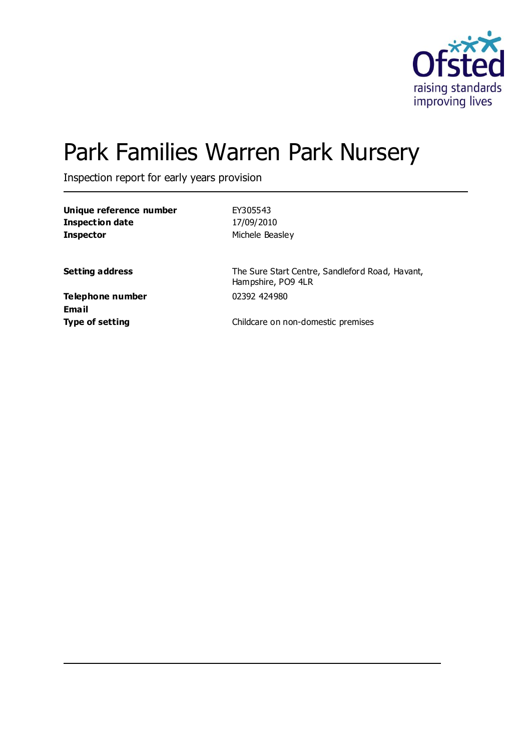# Park Families Warren Park Nursery

Inspection report for early years provision

| | |
|---|---|
| **Unique reference number** | EY305543 |
| **Inspection date** | 17/09/2010 |
| **Inspector** | Michele Beasley |
| | |
| **Setting address** | The Sure Start Centre, Sandleford Road, Havant, Hampshire, PO9 4LR |
| **Telephone number** | 02392 424980 |
| **Email** | |
| **Type of setting** | Childcare on non-domestic premises |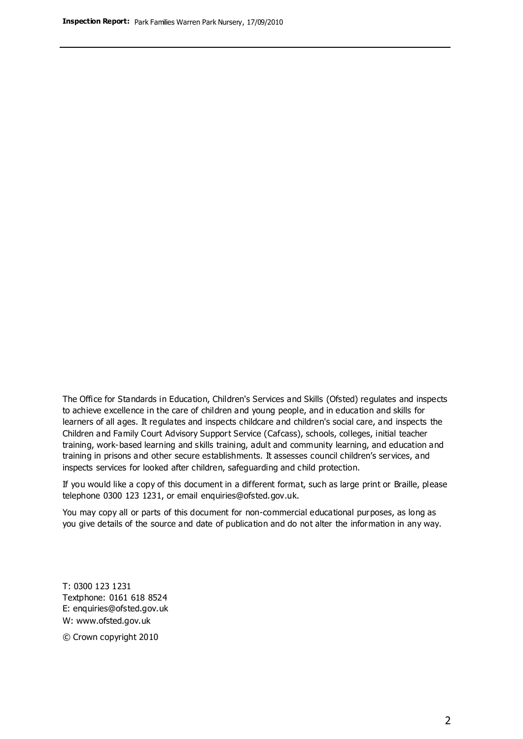The Office for Standards in Education, Children's Services and Skills (Ofsted) regulates and inspects to achieve excellence in the care of children and young people, and in education and skills for learners of all ages. It regulates and inspects childcare and children's social care, and inspects the Children and Family Court Advisory Support Service (Cafcass), schools, colleges, initial teacher training, work-based learning and skills training, adult and community learning, and education and training in prisons and other secure establishments. It assesses council children's services, and inspects services for looked after children, safeguarding and child protection.

If you would like a copy of this document in a different format, such as large print or Braille, please telephone 0300 123 1231, or email enquiries@ofsted.gov.uk.

You may copy all or parts of this document for non-commercial educational purposes, as long as you give details of the source and date of publication and do not alter the information in any way.

T: 0300 123 1231
Textphone: 0161 618 8524
E: enquiries@ofsted.gov.uk
W: www.ofsted.gov.uk

© Crown copyright 2010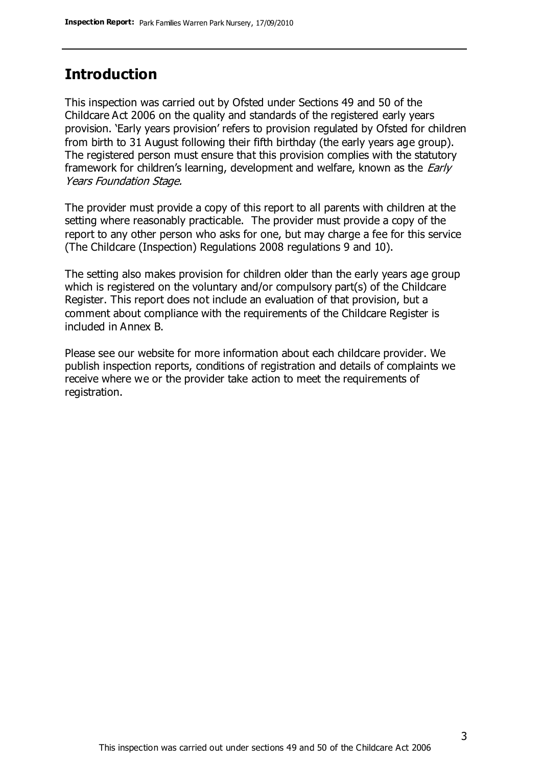## Introduction

This inspection was carried out by Ofsted under Sections 49 and 50 of the Childcare Act 2006 on the quality and standards of the registered early years provision. 'Early years provision' refers to provision regulated by Ofsted for children from birth to 31 August following their fifth birthday (the early years age group). The registered person must ensure that this provision complies with the statutory framework for children's learning, development and welfare, known as the *Early Years Foundation Stage.*

The provider must provide a copy of this report to all parents with children at the setting where reasonably practicable. The provider must provide a copy of the report to any other person who asks for one, but may charge a fee for this service (The Childcare (Inspection) Regulations 2008 regulations 9 and 10).

The setting also makes provision for children older than the early years age group which is registered on the voluntary and/or compulsory part(s) of the Childcare Register. This report does not include an evaluation of that provision, but a comment about compliance with the requirements of the Childcare Register is included in Annex B.

Please see our website for more information about each childcare provider. We publish inspection reports, conditions of registration and details of complaints we receive where we or the provider take action to meet the requirements of registration.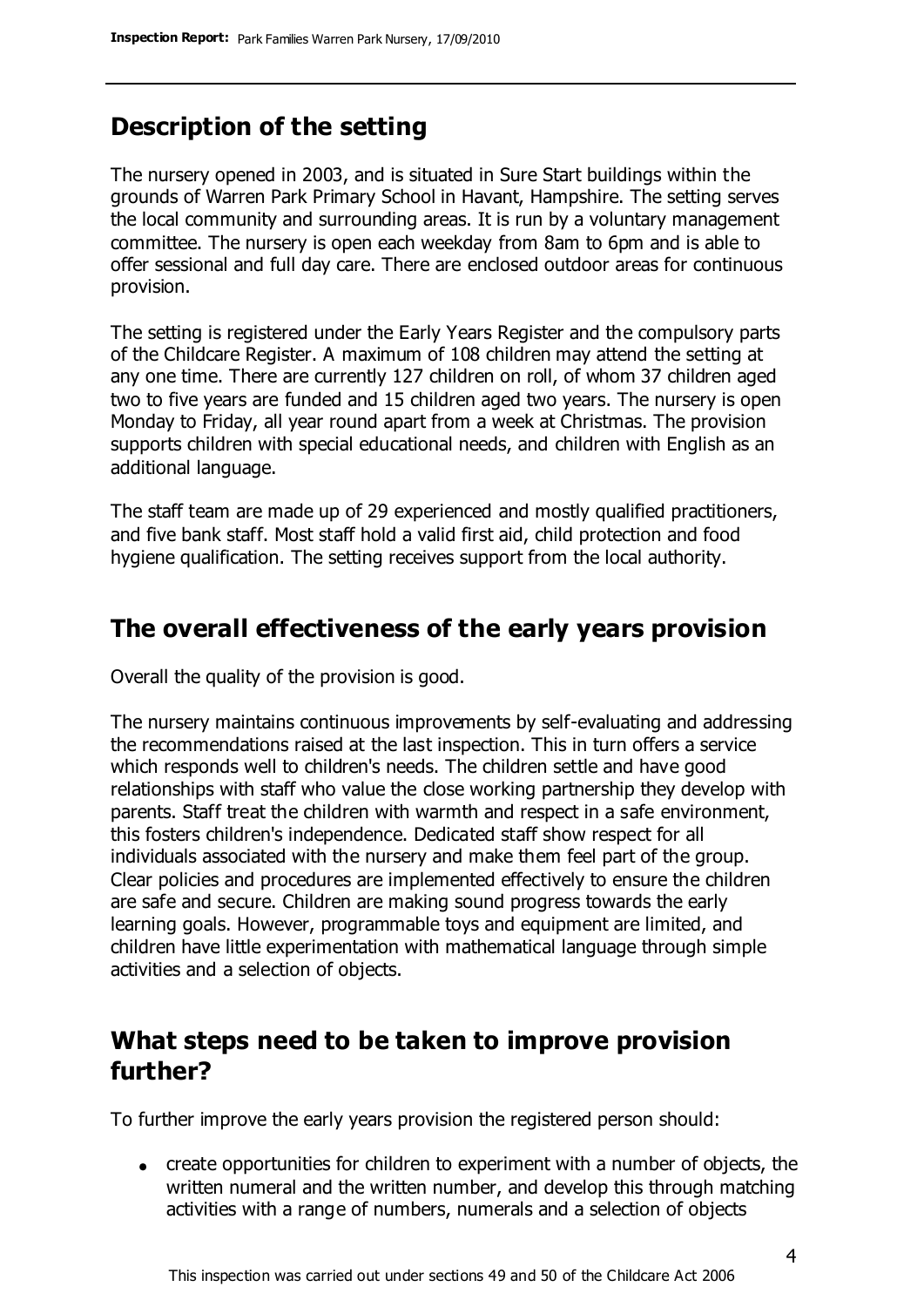## Description of the setting

The nursery opened in 2003, and is situated in Sure Start buildings within the grounds of Warren Park Primary School in Havant, Hampshire. The setting serves the local community and surrounding areas. It is run by a voluntary management committee. The nursery is open each weekday from 8am to 6pm and is able to offer sessional and full day care. There are enclosed outdoor areas for continuous provision.

The setting is registered under the Early Years Register and the compulsory parts of the Childcare Register. A maximum of 108 children may attend the setting at any one time. There are currently 127 children on roll, of whom 37 children aged two to five years are funded and 15 children aged two years. The nursery is open Monday to Friday, all year round apart from a week at Christmas. The provision supports children with special educational needs, and children with English as an additional language.

The staff team are made up of 29 experienced and mostly qualified practitioners, and five bank staff. Most staff hold a valid first aid, child protection and food hygiene qualification. The setting receives support from the local authority.

## The overall effectiveness of the early years provision

Overall the quality of the provision is good.

The nursery maintains continuous improvements by self-evaluating and addressing the recommendations raised at the last inspection. This in turn offers a service which responds well to children's needs. The children settle and have good relationships with staff who value the close working partnership they develop with parents. Staff treat the children with warmth and respect in a safe environment, this fosters children's independence. Dedicated staff show respect for all individuals associated with the nursery and make them feel part of the group. Clear policies and procedures are implemented effectively to ensure the children are safe and secure. Children are making sound progress towards the early learning goals. However, programmable toys and equipment are limited, and children have little experimentation with mathematical language through simple activities and a selection of objects.

## What steps need to be taken to improve provision further?

To further improve the early years provision the registered person should:

- create opportunities for children to experiment with a number of objects, the written numeral and the written number, and develop this through matching activities with a range of numbers, numerals and a selection of objects

This inspection was carried out under sections 49 and 50 of the Childcare Act 2006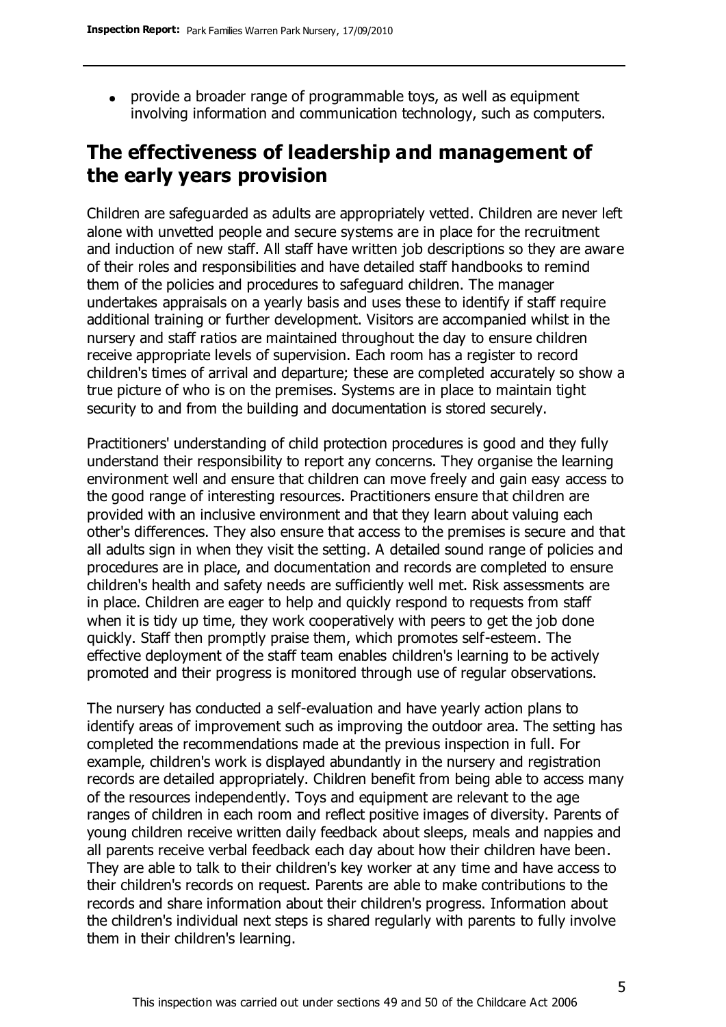- provide a broader range of programmable toys, as well as equipment involving information and communication technology, such as computers.

## The effectiveness of leadership and management of the early years provision

Children are safeguarded as adults are appropriately vetted. Children are never left alone with unvetted people and secure systems are in place for the recruitment and induction of new staff. All staff have written job descriptions so they are aware of their roles and responsibilities and have detailed staff handbooks to remind them of the policies and procedures to safeguard children. The manager undertakes appraisals on a yearly basis and uses these to identify if staff require additional training or further development. Visitors are accompanied whilst in the nursery and staff ratios are maintained throughout the day to ensure children receive appropriate levels of supervision. Each room has a register to record children's times of arrival and departure; these are completed accurately so show a true picture of who is on the premises. Systems are in place to maintain tight security to and from the building and documentation is stored securely.

Practitioners' understanding of child protection procedures is good and they fully understand their responsibility to report any concerns. They organise the learning environment well and ensure that children can move freely and gain easy access to the good range of interesting resources. Practitioners ensure that children are provided with an inclusive environment and that they learn about valuing each other's differences. They also ensure that access to the premises is secure and that all adults sign in when they visit the setting. A detailed sound range of policies and procedures are in place, and documentation and records are completed to ensure children's health and safety needs are sufficiently well met. Risk assessments are in place. Children are eager to help and quickly respond to requests from staff when it is tidy up time, they work cooperatively with peers to get the job done quickly. Staff then promptly praise them, which promotes self-esteem. The effective deployment of the staff team enables children's learning to be actively promoted and their progress is monitored through use of regular observations.

The nursery has conducted a self-evaluation and have yearly action plans to identify areas of improvement such as improving the outdoor area. The setting has completed the recommendations made at the previous inspection in full. For example, children's work is displayed abundantly in the nursery and registration records are detailed appropriately. Children benefit from being able to access many of the resources independently. Toys and equipment are relevant to the age ranges of children in each room and reflect positive images of diversity. Parents of young children receive written daily feedback about sleeps, meals and nappies and all parents receive verbal feedback each day about how their children have been. They are able to talk to their children's key worker at any time and have access to their children's records on request. Parents are able to make contributions to the records and share information about their children's progress. Information about the children's individual next steps is shared regularly with parents to fully involve them in their children's learning.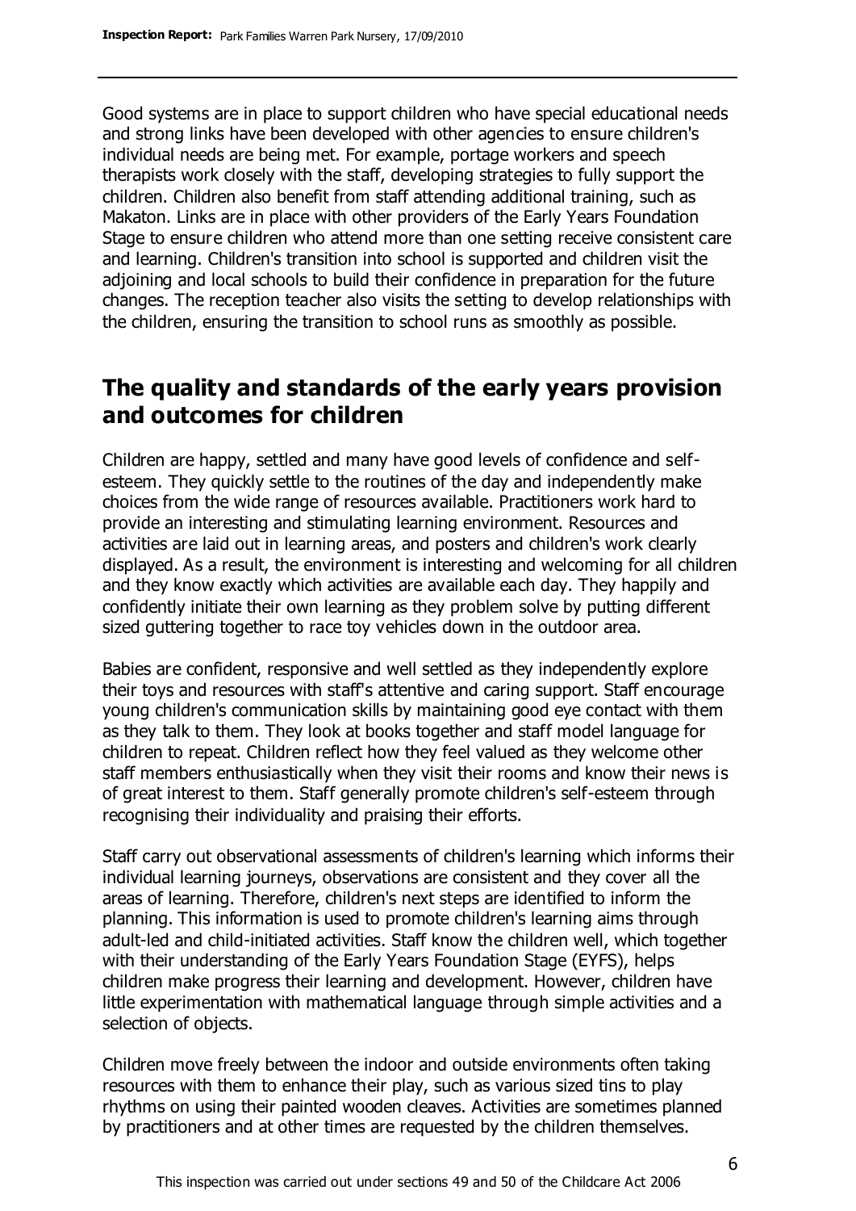Good systems are in place to support children who have special educational needs and strong links have been developed with other agencies to ensure children's individual needs are being met. For example, portage workers and speech therapists work closely with the staff, developing strategies to fully support the children. Children also benefit from staff attending additional training, such as Makaton. Links are in place with other providers of the Early Years Foundation Stage to ensure children who attend more than one setting receive consistent care and learning. Children's transition into school is supported and children visit the adjoining and local schools to build their confidence in preparation for the future changes. The reception teacher also visits the setting to develop relationships with the children, ensuring the transition to school runs as smoothly as possible.

## The quality and standards of the early years provision and outcomes for children

Children are happy, settled and many have good levels of confidence and self-esteem. They quickly settle to the routines of the day and independently make choices from the wide range of resources available. Practitioners work hard to provide an interesting and stimulating learning environment. Resources and activities are laid out in learning areas, and posters and children's work clearly displayed. As a result, the environment is interesting and welcoming for all children and they know exactly which activities are available each day. They happily and confidently initiate their own learning as they problem solve by putting different sized guttering together to race toy vehicles down in the outdoor area.

Babies are confident, responsive and well settled as they independently explore their toys and resources with staff's attentive and caring support. Staff encourage young children's communication skills by maintaining good eye contact with them as they talk to them. They look at books together and staff model language for children to repeat. Children reflect how they feel valued as they welcome other staff members enthusiastically when they visit their rooms and know their news is of great interest to them. Staff generally promote children's self-esteem through recognising their individuality and praising their efforts.

Staff carry out observational assessments of children's learning which informs their individual learning journeys, observations are consistent and they cover all the areas of learning. Therefore, children's next steps are identified to inform the planning. This information is used to promote children's learning aims through adult-led and child-initiated activities. Staff know the children well, which together with their understanding of the Early Years Foundation Stage (EYFS), helps children make progress their learning and development. However, children have little experimentation with mathematical language through simple activities and a selection of objects.

Children move freely between the indoor and outside environments often taking resources with them to enhance their play, such as various sized tins to play rhythms on using their painted wooden cleaves. Activities are sometimes planned by practitioners and at other times are requested by the children themselves.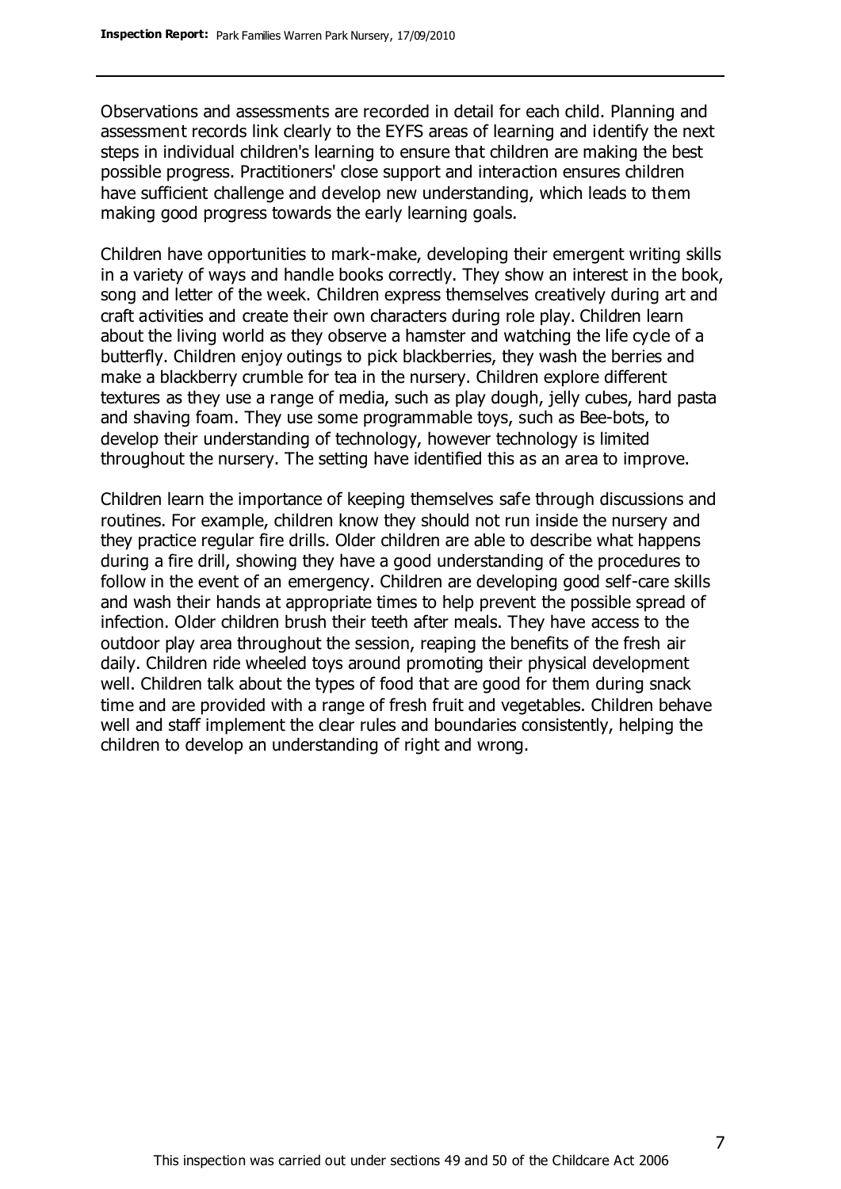Observations and assessments are recorded in detail for each child. Planning and assessment records link clearly to the EYFS areas of learning and identify the next steps in individual children's learning to ensure that children are making the best possible progress. Practitioners' close support and interaction ensures children have sufficient challenge and develop new understanding, which leads to them making good progress towards the early learning goals.

Children have opportunities to mark-make, developing their emergent writing skills in a variety of ways and handle books correctly. They show an interest in the book, song and letter of the week. Children express themselves creatively during art and craft activities and create their own characters during role play. Children learn about the living world as they observe a hamster and watching the life cycle of a butterfly. Children enjoy outings to pick blackberries, they wash the berries and make a blackberry crumble for tea in the nursery. Children explore different textures as they use a range of media, such as play dough, jelly cubes, hard pasta and shaving foam. They use some programmable toys, such as Bee-bots, to develop their understanding of technology, however technology is limited throughout the nursery. The setting have identified this as an area to improve.

Children learn the importance of keeping themselves safe through discussions and routines. For example, children know they should not run inside the nursery and they practice regular fire drills. Older children are able to describe what happens during a fire drill, showing they have a good understanding of the procedures to follow in the event of an emergency. Children are developing good self-care skills and wash their hands at appropriate times to help prevent the possible spread of infection. Older children brush their teeth after meals. They have access to the outdoor play area throughout the session, reaping the benefits of the fresh air daily. Children ride wheeled toys around promoting their physical development well. Children talk about the types of food that are good for them during snack time and are provided with a range of fresh fruit and vegetables. Children behave well and staff implement the clear rules and boundaries consistently, helping the children to develop an understanding of right and wrong.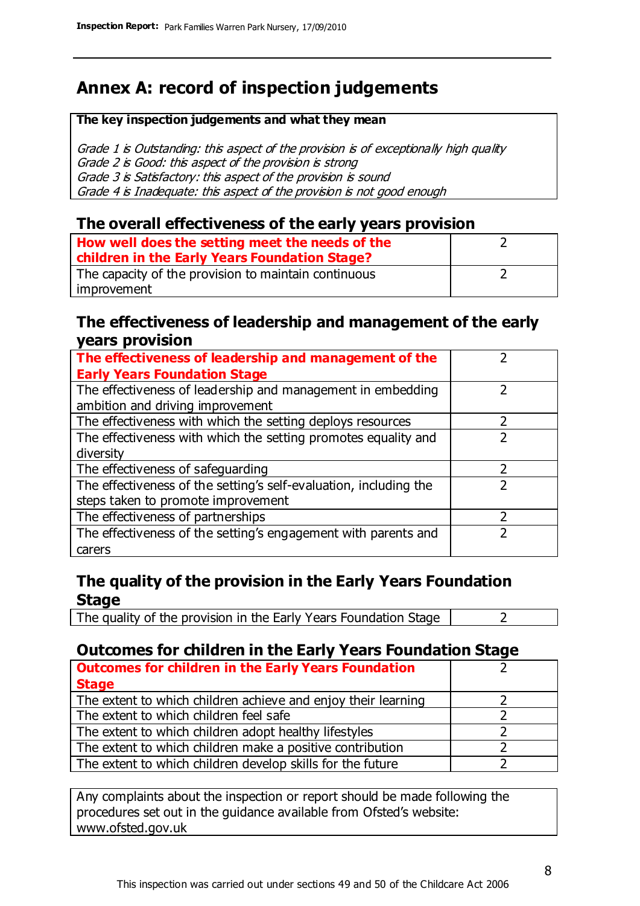# Annex A: record of inspection judgements

**The key inspection judgements and what they mean**

*Grade 1 is Outstanding: this aspect of the provision is of exceptionally high quality*
*Grade 2 is Good: this aspect of the provision is strong*
*Grade 3 is Satisfactory: this aspect of the provision is sound*
*Grade 4 is Inadequate: this aspect of the provision is not good enough*

## The overall effectiveness of the early years provision

| **How well does the setting meet the needs of the children in the Early Years Foundation Stage?** | 2 |
|---|---|
| The capacity of the provision to maintain continuous improvement | 2 |

## The effectiveness of leadership and management of the early years provision

| **The effectiveness of leadership and management of the Early Years Foundation Stage** | 2 |
|---|---|
| The effectiveness of leadership and management in embedding ambition and driving improvement | 2 |
| The effectiveness with which the setting deploys resources | 2 |
| The effectiveness with which the setting promotes equality and diversity | 2 |
| The effectiveness of safeguarding | 2 |
| The effectiveness of the setting's self-evaluation, including the steps taken to promote improvement | 2 |
| The effectiveness of partnerships | 2 |
| The effectiveness of the setting's engagement with parents and carers | 2 |

## The quality of the provision in the Early Years Foundation Stage

| The quality of the provision in the Early Years Foundation Stage | 2 |
|---|---|

## Outcomes for children in the Early Years Foundation Stage

| **Outcomes for children in the Early Years Foundation Stage** | 2 |
|---|---|
| The extent to which children achieve and enjoy their learning | 2 |
| The extent to which children feel safe | 2 |
| The extent to which children adopt healthy lifestyles | 2 |
| The extent to which children make a positive contribution | 2 |
| The extent to which children develop skills for the future | 2 |

Any complaints about the inspection or report should be made following the procedures set out in the guidance available from Ofsted's website: www.ofsted.gov.uk

This inspection was carried out under sections 49 and 50 of the Childcare Act 2006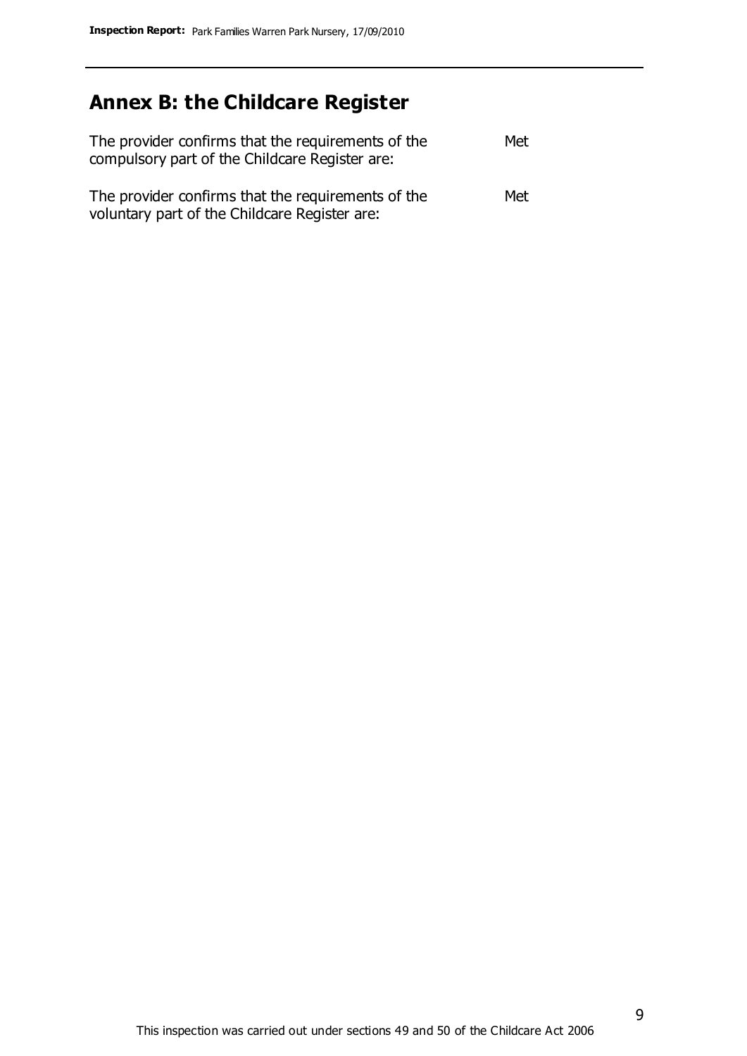## Annex B: the Childcare Register

| | |
|---|---|
| The provider confirms that the requirements of the compulsory part of the Childcare Register are: | Met |
| The provider confirms that the requirements of the voluntary part of the Childcare Register are: | Met |

This inspection was carried out under sections 49 and 50 of the Childcare Act 2006